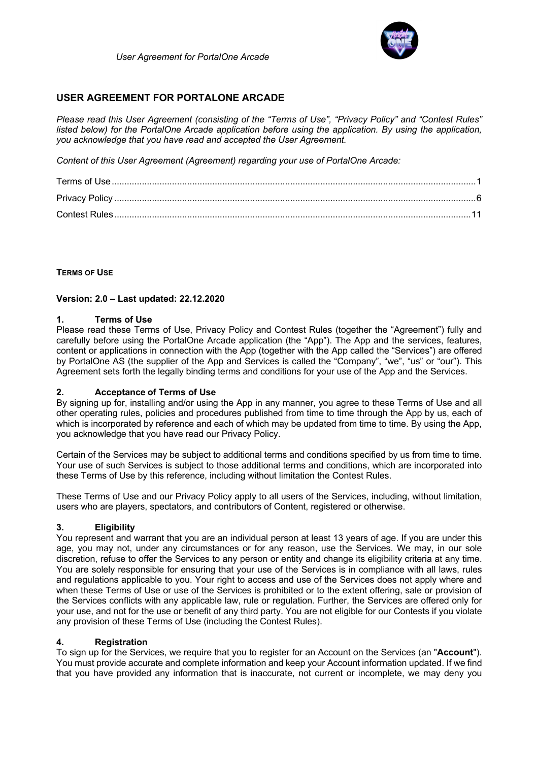# USER AGREEMENT FOR PORTALONE ARCADE

*Please read this User Agreement (consisting of the "Terms of Use", "Privacy Policy" and "Contest Rules" listed below) for the PortalOne Arcade application before using the application. By using the application, you acknowledge that you have read and accepted the User Agreement.*

*Content of this User Agreement (Agreement) regarding your use of PortalOne Arcade:*

Terms of Use ............................................................................................................................................1
Privacy Policy ..........................................................................................................................................6
Contest Rules ........................................................................................................................................11

## TERMS OF USE

**Version: 2.0 – Last updated: 22.12.2020**

### 1. Terms of Use

Please read these Terms of Use, Privacy Policy and Contest Rules (together the "Agreement") fully and carefully before using the PortalOne Arcade application (the "App"). The App and the services, features, content or applications in connection with the App (together with the App called the "Services") are offered by PortalOne AS (the supplier of the App and Services is called the "Company", "we", "us" or "our"). This Agreement sets forth the legally binding terms and conditions for your use of the App and the Services.

### 2. Acceptance of Terms of Use

By signing up for, installing and/or using the App in any manner, you agree to these Terms of Use and all other operating rules, policies and procedures published from time to time through the App by us, each of which is incorporated by reference and each of which may be updated from time to time. By using the App, you acknowledge that you have read our Privacy Policy.

Certain of the Services may be subject to additional terms and conditions specified by us from time to time. Your use of such Services is subject to those additional terms and conditions, which are incorporated into these Terms of Use by this reference, including without limitation the Contest Rules.

These Terms of Use and our Privacy Policy apply to all users of the Services, including, without limitation, users who are players, spectators, and contributors of Content, registered or otherwise.

### 3. Eligibility

You represent and warrant that you are an individual person at least 13 years of age. If you are under this age, you may not, under any circumstances or for any reason, use the Services. We may, in our sole discretion, refuse to offer the Services to any person or entity and change its eligibility criteria at any time. You are solely responsible for ensuring that your use of the Services is in compliance with all laws, rules and regulations applicable to you. Your right to access and use of the Services does not apply where and when these Terms of Use or use of the Services is prohibited or to the extent offering, sale or provision of the Services conflicts with any applicable law, rule or regulation. Further, the Services are offered only for your use, and not for the use or benefit of any third party. You are not eligible for our Contests if you violate any provision of these Terms of Use (including the Contest Rules).

### 4. Registration

To sign up for the Services, we require that you to register for an Account on the Services (an "**Account**"). You must provide accurate and complete information and keep your Account information updated. If we find that you have provided any information that is inaccurate, not current or incomplete, we may deny you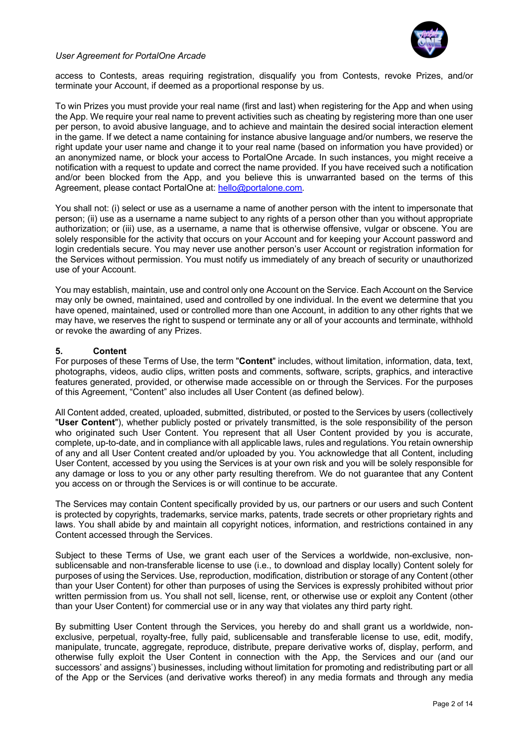access to Contests, areas requiring registration, disqualify you from Contests, revoke Prizes, and/or terminate your Account, if deemed as a proportional response by us.

To win Prizes you must provide your real name (first and last) when registering for the App and when using the App. We require your real name to prevent activities such as cheating by registering more than one user per person, to avoid abusive language, and to achieve and maintain the desired social interaction element in the game. If we detect a name containing for instance abusive language and/or numbers, we reserve the right update your user name and change it to your real name (based on information you have provided) or an anonymized name, or block your access to PortalOne Arcade. In such instances, you might receive a notification with a request to update and correct the name provided. If you have received such a notification and/or been blocked from the App, and you believe this is unwarranted based on the terms of this Agreement, please contact PortalOne at: hello@portalone.com.

You shall not: (i) select or use as a username a name of another person with the intent to impersonate that person; (ii) use as a username a name subject to any rights of a person other than you without appropriate authorization; or (iii) use, as a username, a name that is otherwise offensive, vulgar or obscene. You are solely responsible for the activity that occurs on your Account and for keeping your Account password and login credentials secure. You may never use another person's user Account or registration information for the Services without permission. You must notify us immediately of any breach of security or unauthorized use of your Account.

You may establish, maintain, use and control only one Account on the Service. Each Account on the Service may only be owned, maintained, used and controlled by one individual. In the event we determine that you have opened, maintained, used or controlled more than one Account, in addition to any other rights that we may have, we reserves the right to suspend or terminate any or all of your accounts and terminate, withhold or revoke the awarding of any Prizes.

## 5. Content

For purposes of these Terms of Use, the term "**Content**" includes, without limitation, information, data, text, photographs, videos, audio clips, written posts and comments, software, scripts, graphics, and interactive features generated, provided, or otherwise made accessible on or through the Services. For the purposes of this Agreement, "Content" also includes all User Content (as defined below).

All Content added, created, uploaded, submitted, distributed, or posted to the Services by users (collectively "**User Content**"), whether publicly posted or privately transmitted, is the sole responsibility of the person who originated such User Content. You represent that all User Content provided by you is accurate, complete, up-to-date, and in compliance with all applicable laws, rules and regulations. You retain ownership of any and all User Content created and/or uploaded by you. You acknowledge that all Content, including User Content, accessed by you using the Services is at your own risk and you will be solely responsible for any damage or loss to you or any other party resulting therefrom. We do not guarantee that any Content you access on or through the Services is or will continue to be accurate.

The Services may contain Content specifically provided by us, our partners or our users and such Content is protected by copyrights, trademarks, service marks, patents, trade secrets or other proprietary rights and laws. You shall abide by and maintain all copyright notices, information, and restrictions contained in any Content accessed through the Services.

Subject to these Terms of Use, we grant each user of the Services a worldwide, non-exclusive, non-sublicensable and non-transferable license to use (i.e., to download and display locally) Content solely for purposes of using the Services. Use, reproduction, modification, distribution or storage of any Content (other than your User Content) for other than purposes of using the Services is expressly prohibited without prior written permission from us. You shall not sell, license, rent, or otherwise use or exploit any Content (other than your User Content) for commercial use or in any way that violates any third party right.

By submitting User Content through the Services, you hereby do and shall grant us a worldwide, non-exclusive, perpetual, royalty-free, fully paid, sublicensable and transferable license to use, edit, modify, manipulate, truncate, aggregate, reproduce, distribute, prepare derivative works of, display, perform, and otherwise fully exploit the User Content in connection with the App, the Services and our (and our successors' and assigns') businesses, including without limitation for promoting and redistributing part or all of the App or the Services (and derivative works thereof) in any media formats and through any media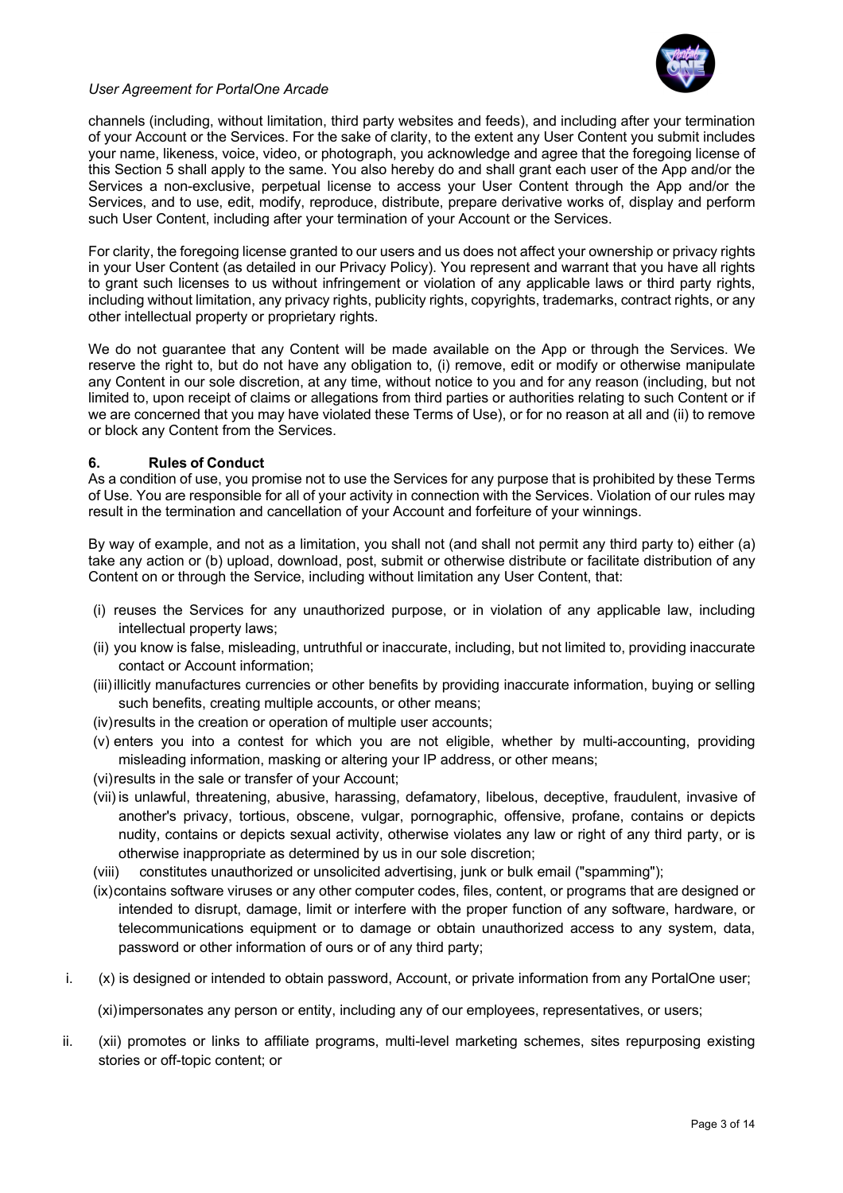channels (including, without limitation, third party websites and feeds), and including after your termination of your Account or the Services. For the sake of clarity, to the extent any User Content you submit includes your name, likeness, voice, video, or photograph, you acknowledge and agree that the foregoing license of this Section 5 shall apply to the same. You also hereby do and shall grant each user of the App and/or the Services a non-exclusive, perpetual license to access your User Content through the App and/or the Services, and to use, edit, modify, reproduce, distribute, prepare derivative works of, display and perform such User Content, including after your termination of your Account or the Services.

For clarity, the foregoing license granted to our users and us does not affect your ownership or privacy rights in your User Content (as detailed in our Privacy Policy). You represent and warrant that you have all rights to grant such licenses to us without infringement or violation of any applicable laws or third party rights, including without limitation, any privacy rights, publicity rights, copyrights, trademarks, contract rights, or any other intellectual property or proprietary rights.

We do not guarantee that any Content will be made available on the App or through the Services. We reserve the right to, but do not have any obligation to, (i) remove, edit or modify or otherwise manipulate any Content in our sole discretion, at any time, without notice to you and for any reason (including, but not limited to, upon receipt of claims or allegations from third parties or authorities relating to such Content or if we are concerned that you may have violated these Terms of Use), or for no reason at all and (ii) to remove or block any Content from the Services.

## 6. Rules of Conduct

As a condition of use, you promise not to use the Services for any purpose that is prohibited by these Terms of Use. You are responsible for all of your activity in connection with the Services. Violation of our rules may result in the termination and cancellation of your Account and forfeiture of your winnings.

By way of example, and not as a limitation, you shall not (and shall not permit any third party to) either (a) take any action or (b) upload, download, post, submit or otherwise distribute or facilitate distribution of any Content on or through the Service, including without limitation any User Content, that:

(i) reuses the Services for any unauthorized purpose, or in violation of any applicable law, including intellectual property laws;

(ii) you know is false, misleading, untruthful or inaccurate, including, but not limited to, providing inaccurate contact or Account information;

(iii) illicitly manufactures currencies or other benefits by providing inaccurate information, buying or selling such benefits, creating multiple accounts, or other means;

(iv) results in the creation or operation of multiple user accounts;

(v) enters you into a contest for which you are not eligible, whether by multi-accounting, providing misleading information, masking or altering your IP address, or other means;

(vi) results in the sale or transfer of your Account;

(vii) is unlawful, threatening, abusive, harassing, defamatory, libelous, deceptive, fraudulent, invasive of another's privacy, tortious, obscene, vulgar, pornographic, offensive, profane, contains or depicts nudity, contains or depicts sexual activity, otherwise violates any law or right of any third party, or is otherwise inappropriate as determined by us in our sole discretion;

(viii) constitutes unauthorized or unsolicited advertising, junk or bulk email ("spamming");

(ix) contains software viruses or any other computer codes, files, content, or programs that are designed or intended to disrupt, damage, limit or interfere with the proper function of any software, hardware, or telecommunications equipment or to damage or obtain unauthorized access to any system, data, password or other information of ours or of any third party;

i. (x) is designed or intended to obtain password, Account, or private information from any PortalOne user;

(xi) impersonates any person or entity, including any of our employees, representatives, or users;

ii. (xii) promotes or links to affiliate programs, multi-level marketing schemes, sites repurposing existing stories or off-topic content; or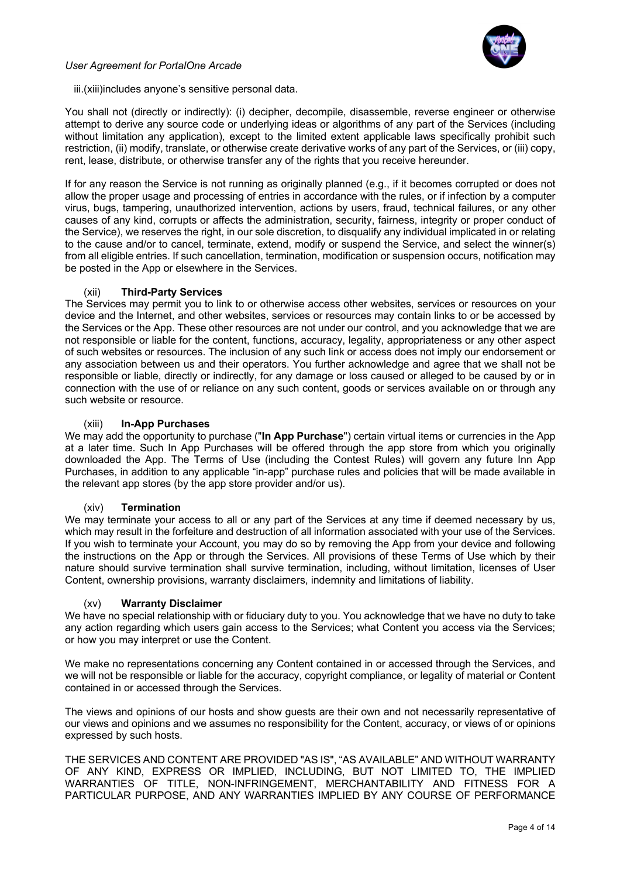iii.(xiii)includes anyone's sensitive personal data.

You shall not (directly or indirectly): (i) decipher, decompile, disassemble, reverse engineer or otherwise attempt to derive any source code or underlying ideas or algorithms of any part of the Services (including without limitation any application), except to the limited extent applicable laws specifically prohibit such restriction, (ii) modify, translate, or otherwise create derivative works of any part of the Services, or (iii) copy, rent, lease, distribute, or otherwise transfer any of the rights that you receive hereunder.

If for any reason the Service is not running as originally planned (e.g., if it becomes corrupted or does not allow the proper usage and processing of entries in accordance with the rules, or if infection by a computer virus, bugs, tampering, unauthorized intervention, actions by users, fraud, technical failures, or any other causes of any kind, corrupts or affects the administration, security, fairness, integrity or proper conduct of the Service), we reserves the right, in our sole discretion, to disqualify any individual implicated in or relating to the cause and/or to cancel, terminate, extend, modify or suspend the Service, and select the winner(s) from all eligible entries. If such cancellation, termination, modification or suspension occurs, notification may be posted in the App or elsewhere in the Services.

## (xii) Third-Party Services

The Services may permit you to link to or otherwise access other websites, services or resources on your device and the Internet, and other websites, services or resources may contain links to or be accessed by the Services or the App. These other resources are not under our control, and you acknowledge that we are not responsible or liable for the content, functions, accuracy, legality, appropriateness or any other aspect of such websites or resources. The inclusion of any such link or access does not imply our endorsement or any association between us and their operators. You further acknowledge and agree that we shall not be responsible or liable, directly or indirectly, for any damage or loss caused or alleged to be caused by or in connection with the use of or reliance on any such content, goods or services available on or through any such website or resource.

## (xiii) In-App Purchases

We may add the opportunity to purchase ("**In App Purchase**") certain virtual items or currencies in the App at a later time. Such In App Purchases will be offered through the app store from which you originally downloaded the App. The Terms of Use (including the Contest Rules) will govern any future Inn App Purchases, in addition to any applicable "in-app" purchase rules and policies that will be made available in the relevant app stores (by the app store provider and/or us).

## (xiv) Termination

We may terminate your access to all or any part of the Services at any time if deemed necessary by us, which may result in the forfeiture and destruction of all information associated with your use of the Services. If you wish to terminate your Account, you may do so by removing the App from your device and following the instructions on the App or through the Services. All provisions of these Terms of Use which by their nature should survive termination shall survive termination, including, without limitation, licenses of User Content, ownership provisions, warranty disclaimers, indemnity and limitations of liability.

## (xv) Warranty Disclaimer

We have no special relationship with or fiduciary duty to you. You acknowledge that we have no duty to take any action regarding which users gain access to the Services; what Content you access via the Services; or how you may interpret or use the Content.

We make no representations concerning any Content contained in or accessed through the Services, and we will not be responsible or liable for the accuracy, copyright compliance, or legality of material or Content contained in or accessed through the Services.

The views and opinions of our hosts and show guests are their own and not necessarily representative of our views and opinions and we assumes no responsibility for the Content, accuracy, or views of or opinions expressed by such hosts.

THE SERVICES AND CONTENT ARE PROVIDED "AS IS", "AS AVAILABLE" AND WITHOUT WARRANTY OF ANY KIND, EXPRESS OR IMPLIED, INCLUDING, BUT NOT LIMITED TO, THE IMPLIED WARRANTIES OF TITLE, NON-INFRINGEMENT, MERCHANTABILITY AND FITNESS FOR A PARTICULAR PURPOSE, AND ANY WARRANTIES IMPLIED BY ANY COURSE OF PERFORMANCE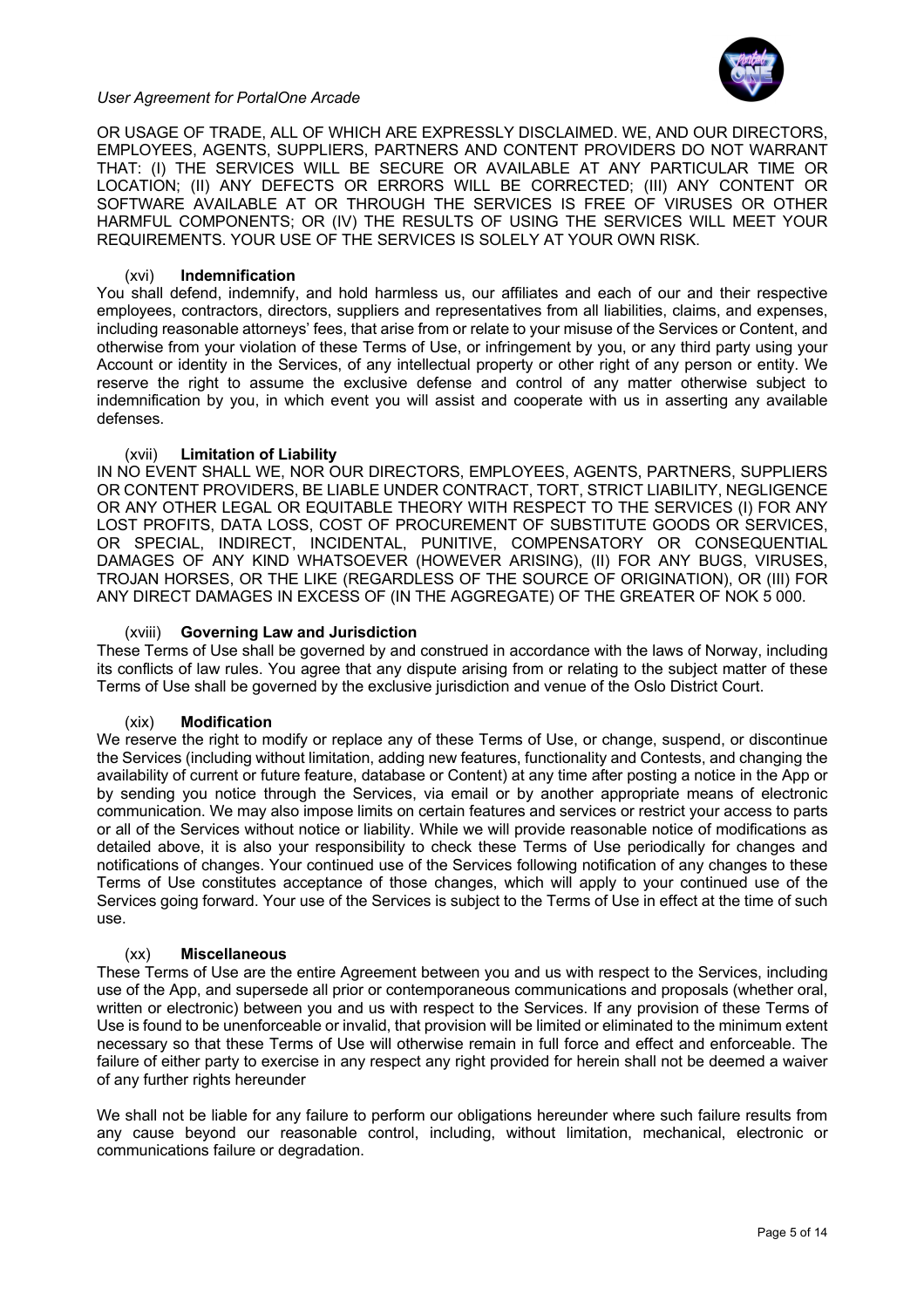OR USAGE OF TRADE, ALL OF WHICH ARE EXPRESSLY DISCLAIMED. WE, AND OUR DIRECTORS, EMPLOYEES, AGENTS, SUPPLIERS, PARTNERS AND CONTENT PROVIDERS DO NOT WARRANT THAT: (I) THE SERVICES WILL BE SECURE OR AVAILABLE AT ANY PARTICULAR TIME OR LOCATION; (II) ANY DEFECTS OR ERRORS WILL BE CORRECTED; (III) ANY CONTENT OR SOFTWARE AVAILABLE AT OR THROUGH THE SERVICES IS FREE OF VIRUSES OR OTHER HARMFUL COMPONENTS; OR (IV) THE RESULTS OF USING THE SERVICES WILL MEET YOUR REQUIREMENTS. YOUR USE OF THE SERVICES IS SOLELY AT YOUR OWN RISK.

### (xvi) Indemnification

You shall defend, indemnify, and hold harmless us, our affiliates and each of our and their respective employees, contractors, directors, suppliers and representatives from all liabilities, claims, and expenses, including reasonable attorneys' fees, that arise from or relate to your misuse of the Services or Content, and otherwise from your violation of these Terms of Use, or infringement by you, or any third party using your Account or identity in the Services, of any intellectual property or other right of any person or entity. We reserve the right to assume the exclusive defense and control of any matter otherwise subject to indemnification by you, in which event you will assist and cooperate with us in asserting any available defenses.

### (xvii) Limitation of Liability

IN NO EVENT SHALL WE, NOR OUR DIRECTORS, EMPLOYEES, AGENTS, PARTNERS, SUPPLIERS OR CONTENT PROVIDERS, BE LIABLE UNDER CONTRACT, TORT, STRICT LIABILITY, NEGLIGENCE OR ANY OTHER LEGAL OR EQUITABLE THEORY WITH RESPECT TO THE SERVICES (I) FOR ANY LOST PROFITS, DATA LOSS, COST OF PROCUREMENT OF SUBSTITUTE GOODS OR SERVICES, OR SPECIAL, INDIRECT, INCIDENTAL, PUNITIVE, COMPENSATORY OR CONSEQUENTIAL DAMAGES OF ANY KIND WHATSOEVER (HOWEVER ARISING), (II) FOR ANY BUGS, VIRUSES, TROJAN HORSES, OR THE LIKE (REGARDLESS OF THE SOURCE OF ORIGINATION), OR (III) FOR ANY DIRECT DAMAGES IN EXCESS OF (IN THE AGGREGATE) OF THE GREATER OF NOK 5 000.

### (xviii) Governing Law and Jurisdiction

These Terms of Use shall be governed by and construed in accordance with the laws of Norway, including its conflicts of law rules. You agree that any dispute arising from or relating to the subject matter of these Terms of Use shall be governed by the exclusive jurisdiction and venue of the Oslo District Court.

### (xix) Modification

We reserve the right to modify or replace any of these Terms of Use, or change, suspend, or discontinue the Services (including without limitation, adding new features, functionality and Contests, and changing the availability of current or future feature, database or Content) at any time after posting a notice in the App or by sending you notice through the Services, via email or by another appropriate means of electronic communication. We may also impose limits on certain features and services or restrict your access to parts or all of the Services without notice or liability. While we will provide reasonable notice of modifications as detailed above, it is also your responsibility to check these Terms of Use periodically for changes and notifications of changes. Your continued use of the Services following notification of any changes to these Terms of Use constitutes acceptance of those changes, which will apply to your continued use of the Services going forward. Your use of the Services is subject to the Terms of Use in effect at the time of such use.

### (xx) Miscellaneous

These Terms of Use are the entire Agreement between you and us with respect to the Services, including use of the App, and supersede all prior or contemporaneous communications and proposals (whether oral, written or electronic) between you and us with respect to the Services. If any provision of these Terms of Use is found to be unenforceable or invalid, that provision will be limited or eliminated to the minimum extent necessary so that these Terms of Use will otherwise remain in full force and effect and enforceable. The failure of either party to exercise in any respect any right provided for herein shall not be deemed a waiver of any further rights hereunder

We shall not be liable for any failure to perform our obligations hereunder where such failure results from any cause beyond our reasonable control, including, without limitation, mechanical, electronic or communications failure or degradation.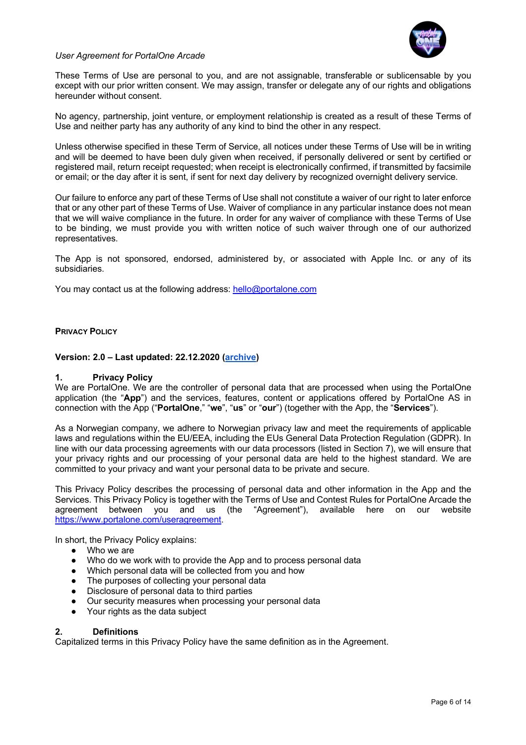These Terms of Use are personal to you, and are not assignable, transferable or sublicensable by you except with our prior written consent. We may assign, transfer or delegate any of our rights and obligations hereunder without consent.

No agency, partnership, joint venture, or employment relationship is created as a result of these Terms of Use and neither party has any authority of any kind to bind the other in any respect.

Unless otherwise specified in these Term of Service, all notices under these Terms of Use will be in writing and will be deemed to have been duly given when received, if personally delivered or sent by certified or registered mail, return receipt requested; when receipt is electronically confirmed, if transmitted by facsimile or email; or the day after it is sent, if sent for next day delivery by recognized overnight delivery service.

Our failure to enforce any part of these Terms of Use shall not constitute a waiver of our right to later enforce that or any other part of these Terms of Use. Waiver of compliance in any particular instance does not mean that we will waive compliance in the future. In order for any waiver of compliance with these Terms of Use to be binding, we must provide you with written notice of such waiver through one of our authorized representatives.

The App is not sponsored, endorsed, administered by, or associated with Apple Inc. or any of its subsidiaries.

You may contact us at the following address: hello@portalone.com

## Privacy Policy

**Version: 2.0 – Last updated: 22.12.2020 (archive)**

### 1. Privacy Policy

We are PortalOne. We are the controller of personal data that are processed when using the PortalOne application (the "**App**") and the services, features, content or applications offered by PortalOne AS in connection with the App ("**PortalOne**," "**we**", "**us**" or "**our**") (together with the App, the "**Services**").

As a Norwegian company, we adhere to Norwegian privacy law and meet the requirements of applicable laws and regulations within the EU/EEA, including the EUs General Data Protection Regulation (GDPR). In line with our data processing agreements with our data processors (listed in Section 7), we will ensure that your privacy rights and our processing of your personal data are held to the highest standard. We are committed to your privacy and want your personal data to be private and secure.

This Privacy Policy describes the processing of personal data and other information in the App and the Services. This Privacy Policy is together with the Terms of Use and Contest Rules for PortalOne Arcade the agreement between you and us (the "Agreement"), available here on our website https://www.portalone.com/useragreement.

In short, the Privacy Policy explains:

- Who we are
- Who do we work with to provide the App and to process personal data
- Which personal data will be collected from you and how
- The purposes of collecting your personal data
- Disclosure of personal data to third parties
- Our security measures when processing your personal data
- Your rights as the data subject

### 2. Definitions

Capitalized terms in this Privacy Policy have the same definition as in the Agreement.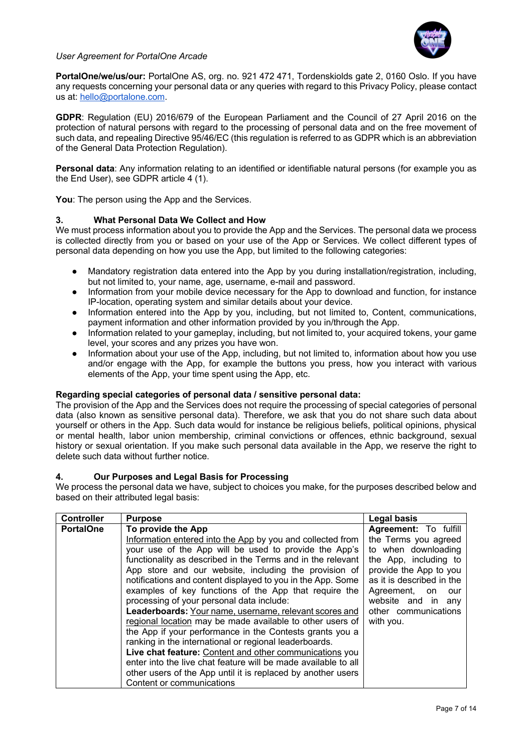**PortalOne/we/us/our:** PortalOne AS, org. no. 921 472 471, Tordenskiolds gate 2, 0160 Oslo. If you have any requests concerning your personal data or any queries with regard to this Privacy Policy, please contact us at: hello@portalone.com.

**GDPR**: Regulation (EU) 2016/679 of the European Parliament and the Council of 27 April 2016 on the protection of natural persons with regard to the processing of personal data and on the free movement of such data, and repealing Directive 95/46/EC (this regulation is referred to as GDPR which is an abbreviation of the General Data Protection Regulation).

**Personal data**: Any information relating to an identified or identifiable natural persons (for example you as the End User), see GDPR article 4 (1).

**You**: The person using the App and the Services.

## 3. What Personal Data We Collect and How

We must process information about you to provide the App and the Services. The personal data we process is collected directly from you or based on your use of the App or Services. We collect different types of personal data depending on how you use the App, but limited to the following categories:

- Mandatory registration data entered into the App by you during installation/registration, including, but not limited to, your name, age, username, e-mail and password.
- Information from your mobile device necessary for the App to download and function, for instance IP-location, operating system and similar details about your device.
- Information entered into the App by you, including, but not limited to, Content, communications, payment information and other information provided by you in/through the App.
- Information related to your gameplay, including, but not limited to, your acquired tokens, your game level, your scores and any prizes you have won.
- Information about your use of the App, including, but not limited to, information about how you use and/or engage with the App, for example the buttons you press, how you interact with various elements of the App, your time spent using the App, etc.

**Regarding special categories of personal data / sensitive personal data:**

The provision of the App and the Services does not require the processing of special categories of personal data (also known as sensitive personal data). Therefore, we ask that you do not share such data about yourself or others in the App. Such data would for instance be religious beliefs, political opinions, physical or mental health, labor union membership, criminal convictions or offences, ethnic background, sexual history or sexual orientation. If you make such personal data available in the App, we reserve the right to delete such data without further notice.

## 4. Our Purposes and Legal Basis for Processing

We process the personal data we have, subject to choices you make, for the purposes described below and based on their attributed legal basis:

| Controller | Purpose | Legal basis |
|---|---|---|
| **PortalOne** | **To provide the App**<br>Information entered into the App by you and collected from your use of the App will be used to provide the App's functionality as described in the Terms and in the relevant App store and our website, including the provision of notifications and content displayed to you in the App. Some examples of key functions of the App that require the processing of your personal data include:<br>**Leaderboards:** Your name, username, relevant scores and regional location may be made available to other users of the App if your performance in the Contests grants you a ranking in the international or regional leaderboards.<br>**Live chat feature:** Content and other communications you enter into the live chat feature will be made available to all other users of the App until it is replaced by another users Content or communications | **Agreement:** To fulfill the Terms you agreed to when downloading the App, including to provide the App to you as it is described in the Agreement, on our website and in any other communications with you. |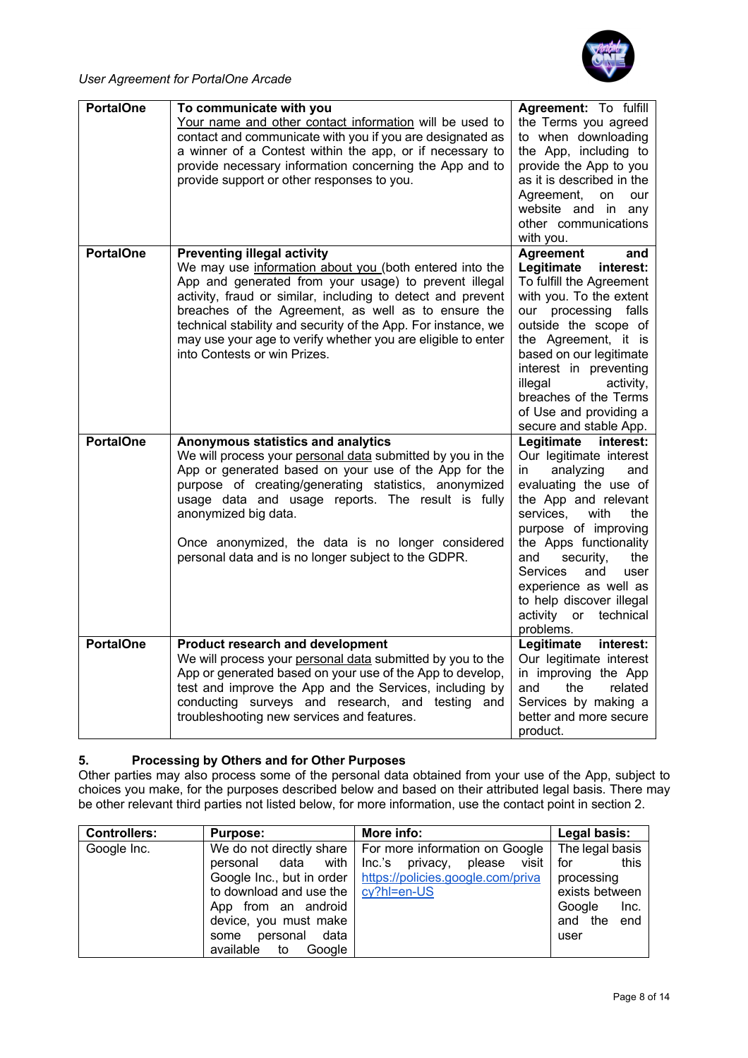| | | |
|---|---|---|
| **PortalOne** | **To communicate with you**<br>Your name and other contact information will be used to contact and communicate with you if you are designated as a winner of a Contest within the app, or if necessary to provide necessary information concerning the App and to provide support or other responses to you. | **Agreement:** To fulfill the Terms you agreed to when downloading the App, including to provide the App to you as it is described in the Agreement, on our website and in any other communications with you. |
| **PortalOne** | **Preventing illegal activity**<br>We may use information about you (both entered into the App and generated from your usage) to prevent illegal activity, fraud or similar, including to detect and prevent breaches of the Agreement, as well as to ensure the technical stability and security of the App. For instance, we may use your age to verify whether you are eligible to enter into Contests or win Prizes. | **Agreement and Legitimate interest:** To fulfill the Agreement with you. To the extent our processing falls outside the scope of the Agreement, it is based on our legitimate interest in preventing illegal activity, breaches of the Terms of Use and providing a secure and stable App. |
| **PortalOne** | **Anonymous statistics and analytics**<br>We will process your personal data submitted by you in the App or generated based on your use of the App for the purpose of creating/generating statistics, anonymized usage data and usage reports. The result is fully anonymized big data.<br><br>Once anonymized, the data is no longer considered personal data and is no longer subject to the GDPR. | **Legitimate interest:** Our legitimate interest in analyzing and evaluating the use of the App and relevant services, with the purpose of improving the Apps functionality and security, the Services and user experience as well as to help discover illegal activity or technical problems. |
| **PortalOne** | **Product research and development**<br>We will process your personal data submitted by you to the App or generated based on your use of the App to develop, test and improve the App and the Services, including by conducting surveys and research, and testing and troubleshooting new services and features. | **Legitimate interest:** Our legitimate interest in improving the App and the related Services by making a better and more secure product. |

## 5. Processing by Others and for Other Purposes

Other parties may also process some of the personal data obtained from your use of the App, subject to choices you make, for the purposes described below and based on their attributed legal basis. There may be other relevant third parties not listed below, for more information, use the contact point in section 2.

| **Controllers:** | **Purpose:** | **More info:** | **Legal basis:** |
|---|---|---|---|
| Google Inc. | We do not directly share personal data with Google Inc., but in order to download and use the App from an android device, you must make some personal data available to Google | For more information on Google Inc.'s privacy, please visit https://policies.google.com/privacy?hl=en-US | The legal basis for this processing exists between Google Inc. and the end user |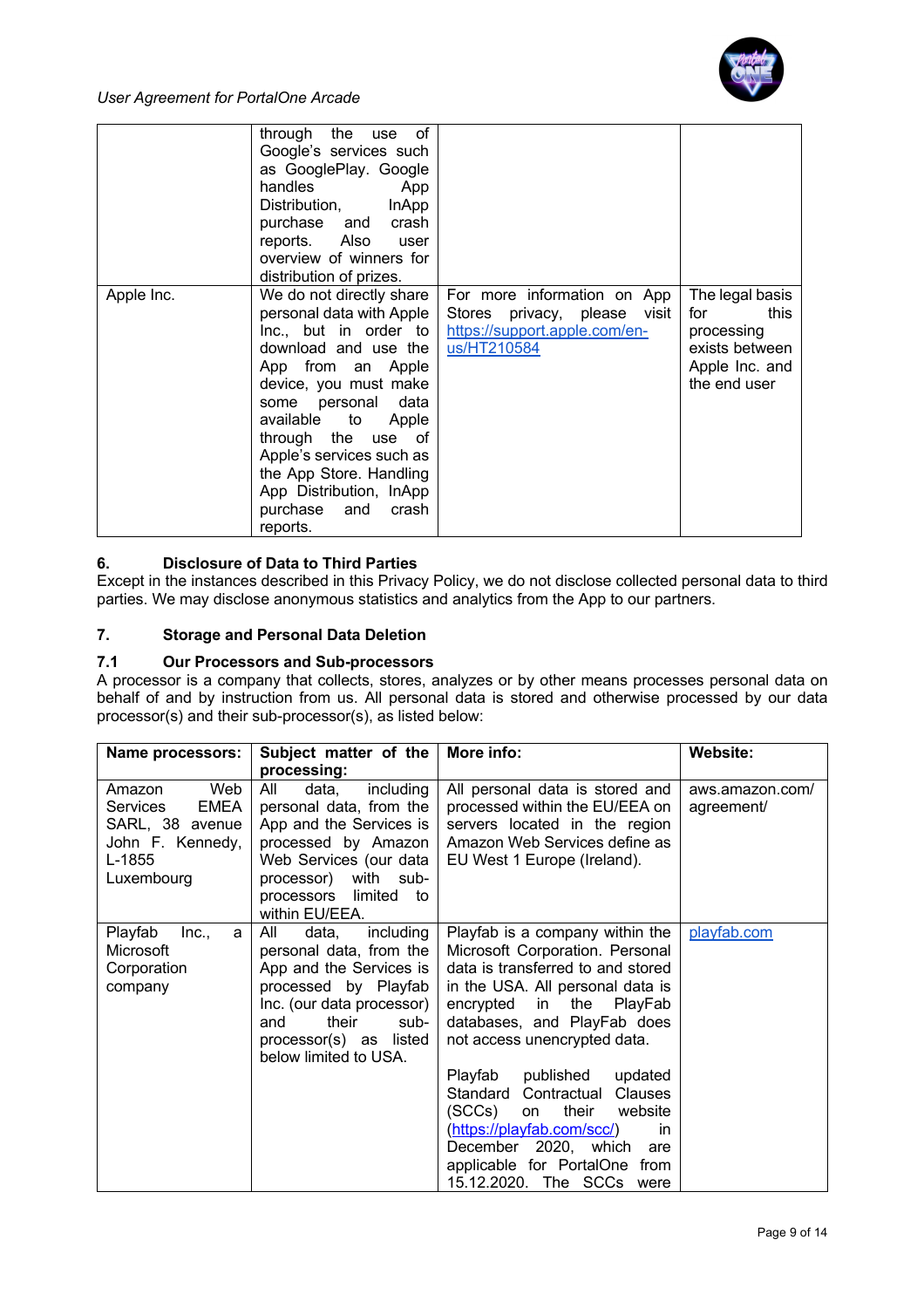|  | through the use of Google's services such as GooglePlay. Google handles App Distribution, InApp purchase and crash reports. Also user overview of winners for distribution of prizes. |  |  |
|---|---|---|---|
| Apple Inc. | We do not directly share personal data with Apple Inc., but in order to download and use the App from an Apple device, you must make some personal data available to Apple through the use of Apple's services such as the App Store. Handling App Distribution, InApp purchase and crash reports. | For more information on App Stores privacy, please visit https://support.apple.com/en-us/HT210584 | The legal basis for this processing exists between Apple Inc. and the end user |

### 6. Disclosure of Data to Third Parties

Except in the instances described in this Privacy Policy, we do not disclose collected personal data to third parties. We may disclose anonymous statistics and analytics from the App to our partners.

### 7. Storage and Personal Data Deletion

#### 7.1 Our Processors and Sub-processors

A processor is a company that collects, stores, analyzes or by other means processes personal data on behalf of and by instruction from us. All personal data is stored and otherwise processed by our data processor(s) and their sub-processor(s), as listed below:

| Name processors: | Subject matter of the processing: | More info: | Website: |
|---|---|---|---|
| Amazon Web Services EMEA SARL, 38 avenue John F. Kennedy, L-1855 Luxembourg | All data, including personal data, from the App and the Services is processed by Amazon Web Services (our data processor) with sub-processors limited to within EU/EEA. | All personal data is stored and processed within the EU/EEA on servers located in the region Amazon Web Services define as EU West 1 Europe (Ireland). | aws.amazon.com/agreement/ |
| Playfab Inc., a Microsoft Corporation company | All data, including personal data, from the App and the Services is processed by Playfab Inc. (our data processor) and their sub-processor(s) as listed below limited to USA. | Playfab is a company within the Microsoft Corporation. Personal data is transferred to and stored in the USA. All personal data is encrypted in the PlayFab databases, and PlayFab does not access unencrypted data.<br><br>Playfab published updated Standard Contractual Clauses (SCCs) on their website (https://playfab.com/scc/) in December 2020, which are applicable for PortalOne from 15.12.2020. The SCCs were | playfab.com |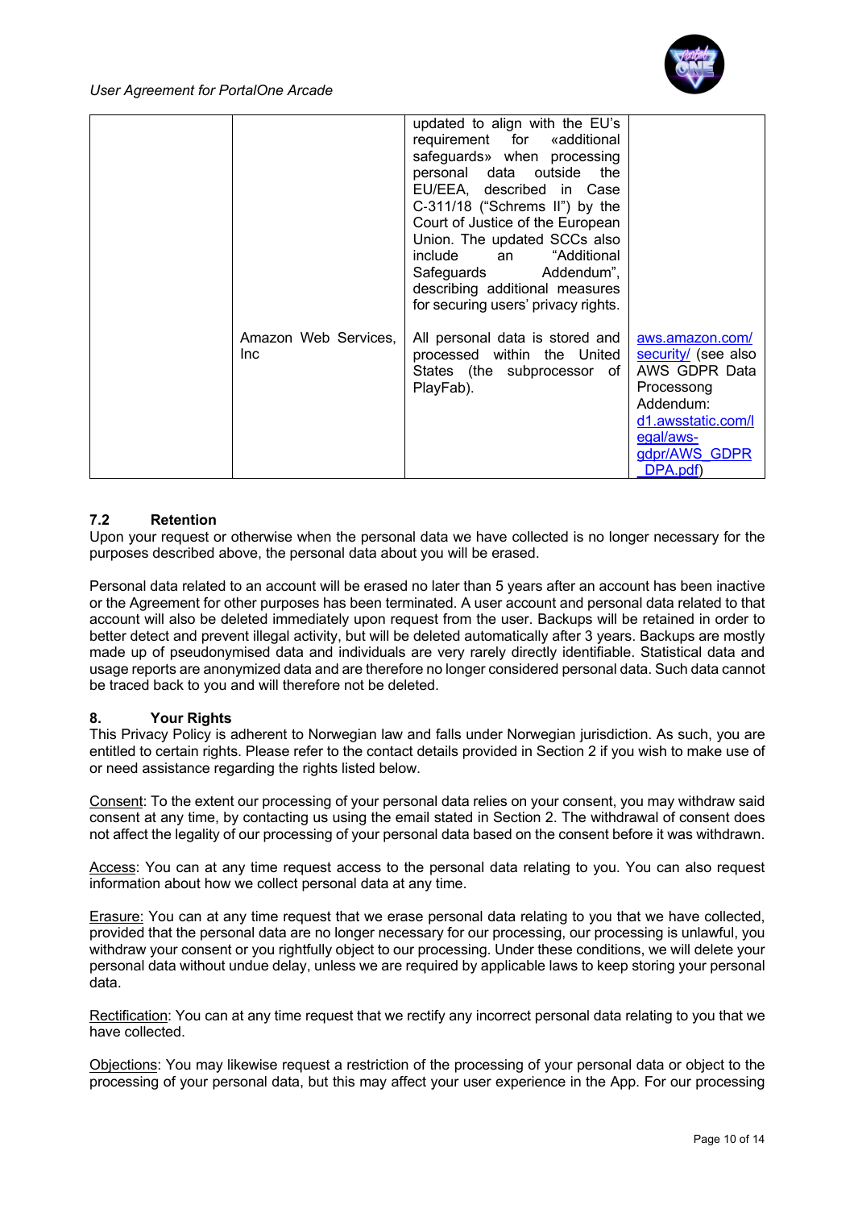| | | | |
|---|---|---|---|
| | | updated to align with the EU's requirement for «additional safeguards» when processing personal data outside the EU/EEA, described in Case C-311/18 ("Schrems II") by the Court of Justice of the European Union. The updated SCCs also include an "Additional Safeguards Addendum", describing additional measures for securing users' privacy rights. | |
| | Amazon Web Services, Inc | All personal data is stored and processed within the United States (the subprocessor of PlayFab). | aws.amazon.com/security/ (see also AWS GDPR Data Processong Addendum: d1.awsstatic.com/legal/aws-gdpr/AWS_GDPR_DPA.pdf) |

### 7.2 Retention

Upon your request or otherwise when the personal data we have collected is no longer necessary for the purposes described above, the personal data about you will be erased.

Personal data related to an account will be erased no later than 5 years after an account has been inactive or the Agreement for other purposes has been terminated. A user account and personal data related to that account will also be deleted immediately upon request from the user. Backups will be retained in order to better detect and prevent illegal activity, but will be deleted automatically after 3 years. Backups are mostly made up of pseudonymised data and individuals are very rarely directly identifiable. Statistical data and usage reports are anonymized data and are therefore no longer considered personal data. Such data cannot be traced back to you and will therefore not be deleted.

## 8. Your Rights

This Privacy Policy is adherent to Norwegian law and falls under Norwegian jurisdiction. As such, you are entitled to certain rights. Please refer to the contact details provided in Section 2 if you wish to make use of or need assistance regarding the rights listed below.

Consent: To the extent our processing of your personal data relies on your consent, you may withdraw said consent at any time, by contacting us using the email stated in Section 2. The withdrawal of consent does not affect the legality of our processing of your personal data based on the consent before it was withdrawn.

Access: You can at any time request access to the personal data relating to you. You can also request information about how we collect personal data at any time.

Erasure: You can at any time request that we erase personal data relating to you that we have collected, provided that the personal data are no longer necessary for our processing, our processing is unlawful, you withdraw your consent or you rightfully object to our processing. Under these conditions, we will delete your personal data without undue delay, unless we are required by applicable laws to keep storing your personal data.

Rectification: You can at any time request that we rectify any incorrect personal data relating to you that we have collected.

Objections: You may likewise request a restriction of the processing of your personal data or object to the processing of your personal data, but this may affect your user experience in the App. For our processing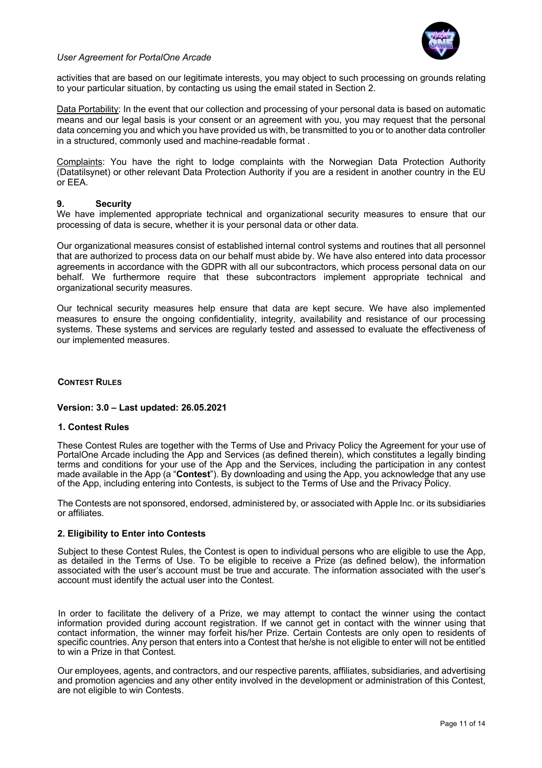activities that are based on our legitimate interests, you may object to such processing on grounds relating to your particular situation, by contacting us using the email stated in Section 2.

Data Portability: In the event that our collection and processing of your personal data is based on automatic means and our legal basis is your consent or an agreement with you, you may request that the personal data concerning you and which you have provided us with, be transmitted to you or to another data controller in a structured, commonly used and machine-readable format .

Complaints: You have the right to lodge complaints with the Norwegian Data Protection Authority (Datatilsynet) or other relevant Data Protection Authority if you are a resident in another country in the EU or EEA.

## 9. Security

We have implemented appropriate technical and organizational security measures to ensure that our processing of data is secure, whether it is your personal data or other data.

Our organizational measures consist of established internal control systems and routines that all personnel that are authorized to process data on our behalf must abide by. We have also entered into data processor agreements in accordance with the GDPR with all our subcontractors, which process personal data on our behalf. We furthermore require that these subcontractors implement appropriate technical and organizational security measures.

Our technical security measures help ensure that data are kept secure. We have also implemented measures to ensure the ongoing confidentiality, integrity, availability and resistance of our processing systems. These systems and services are regularly tested and assessed to evaluate the effectiveness of our implemented measures.

# CONTEST RULES

**Version: 3.0 – Last updated: 26.05.2021**

## 1. Contest Rules

These Contest Rules are together with the Terms of Use and Privacy Policy the Agreement for your use of PortalOne Arcade including the App and Services (as defined therein), which constitutes a legally binding terms and conditions for your use of the App and the Services, including the participation in any contest made available in the App (a "**Contest**"). By downloading and using the App, you acknowledge that any use of the App, including entering into Contests, is subject to the Terms of Use and the Privacy Policy.

The Contests are not sponsored, endorsed, administered by, or associated with Apple Inc. or its subsidiaries or affiliates.

## 2. Eligibility to Enter into Contests

Subject to these Contest Rules, the Contest is open to individual persons who are eligible to use the App, as detailed in the Terms of Use. To be eligible to receive a Prize (as defined below), the information associated with the user's account must be true and accurate. The information associated with the user's account must identify the actual user into the Contest.

In order to facilitate the delivery of a Prize, we may attempt to contact the winner using the contact information provided during account registration. If we cannot get in contact with the winner using that contact information, the winner may forfeit his/her Prize. Certain Contests are only open to residents of specific countries. Any person that enters into a Contest that he/she is not eligible to enter will not be entitled to win a Prize in that Contest.

Our employees, agents, and contractors, and our respective parents, affiliates, subsidiaries, and advertising and promotion agencies and any other entity involved in the development or administration of this Contest, are not eligible to win Contests.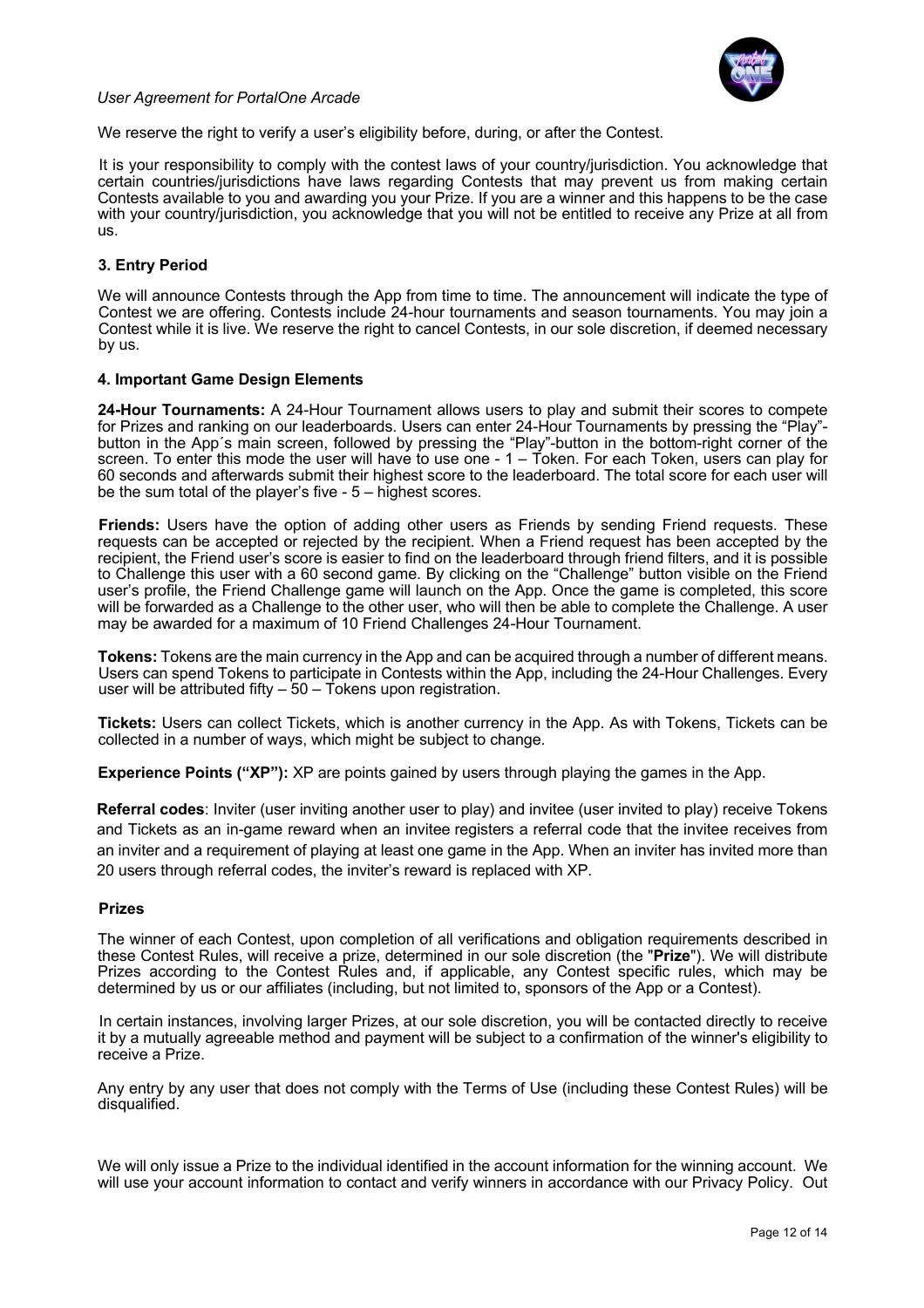We reserve the right to verify a user's eligibility before, during, or after the Contest.

It is your responsibility to comply with the contest laws of your country/jurisdiction. You acknowledge that certain countries/jurisdictions have laws regarding Contests that may prevent us from making certain Contests available to you and awarding you your Prize. If you are a winner and this happens to be the case with your country/jurisdiction, you acknowledge that you will not be entitled to receive any Prize at all from us.

### 3. Entry Period

We will announce Contests through the App from time to time. The announcement will indicate the type of Contest we are offering. Contests include 24-hour tournaments and season tournaments. You may join a Contest while it is live. We reserve the right to cancel Contests, in our sole discretion, if deemed necessary by us.

### 4. Important Game Design Elements

**24-Hour Tournaments:** A 24-Hour Tournament allows users to play and submit their scores to compete for Prizes and ranking on our leaderboards. Users can enter 24-Hour Tournaments by pressing the "Play"-button in the App´s main screen, followed by pressing the "Play"-button in the bottom-right corner of the screen. To enter this mode the user will have to use one - 1 – Token. For each Token, users can play for 60 seconds and afterwards submit their highest score to the leaderboard. The total score for each user will be the sum total of the player's five - 5 – highest scores.

**Friends:** Users have the option of adding other users as Friends by sending Friend requests. These requests can be accepted or rejected by the recipient. When a Friend request has been accepted by the recipient, the Friend user's score is easier to find on the leaderboard through friend filters, and it is possible to Challenge this user with a 60 second game. By clicking on the "Challenge" button visible on the Friend user's profile, the Friend Challenge game will launch on the App. Once the game is completed, this score will be forwarded as a Challenge to the other user, who will then be able to complete the Challenge. A user may be awarded for a maximum of 10 Friend Challenges 24-Hour Tournament.

**Tokens:** Tokens are the main currency in the App and can be acquired through a number of different means. Users can spend Tokens to participate in Contests within the App, including the 24-Hour Challenges. Every user will be attributed fifty – 50 – Tokens upon registration.

**Tickets:** Users can collect Tickets, which is another currency in the App. As with Tokens, Tickets can be collected in a number of ways, which might be subject to change.

**Experience Points ("XP"):** XP are points gained by users through playing the games in the App.

**Referral codes**: Inviter (user inviting another user to play) and invitee (user invited to play) receive Tokens and Tickets as an in-game reward when an invitee registers a referral code that the invitee receives from an inviter and a requirement of playing at least one game in the App. When an inviter has invited more than 20 users through referral codes, the inviter's reward is replaced with XP.

### Prizes

The winner of each Contest, upon completion of all verifications and obligation requirements described in these Contest Rules, will receive a prize, determined in our sole discretion (the "**Prize**"). We will distribute Prizes according to the Contest Rules and, if applicable, any Contest specific rules, which may be determined by us or our affiliates (including, but not limited to, sponsors of the App or a Contest).

In certain instances, involving larger Prizes, at our sole discretion, you will be contacted directly to receive it by a mutually agreeable method and payment will be subject to a confirmation of the winner's eligibility to receive a Prize.

Any entry by any user that does not comply with the Terms of Use (including these Contest Rules) will be disqualified.

We will only issue a Prize to the individual identified in the account information for the winning account. We will use your account information to contact and verify winners in accordance with our Privacy Policy. Out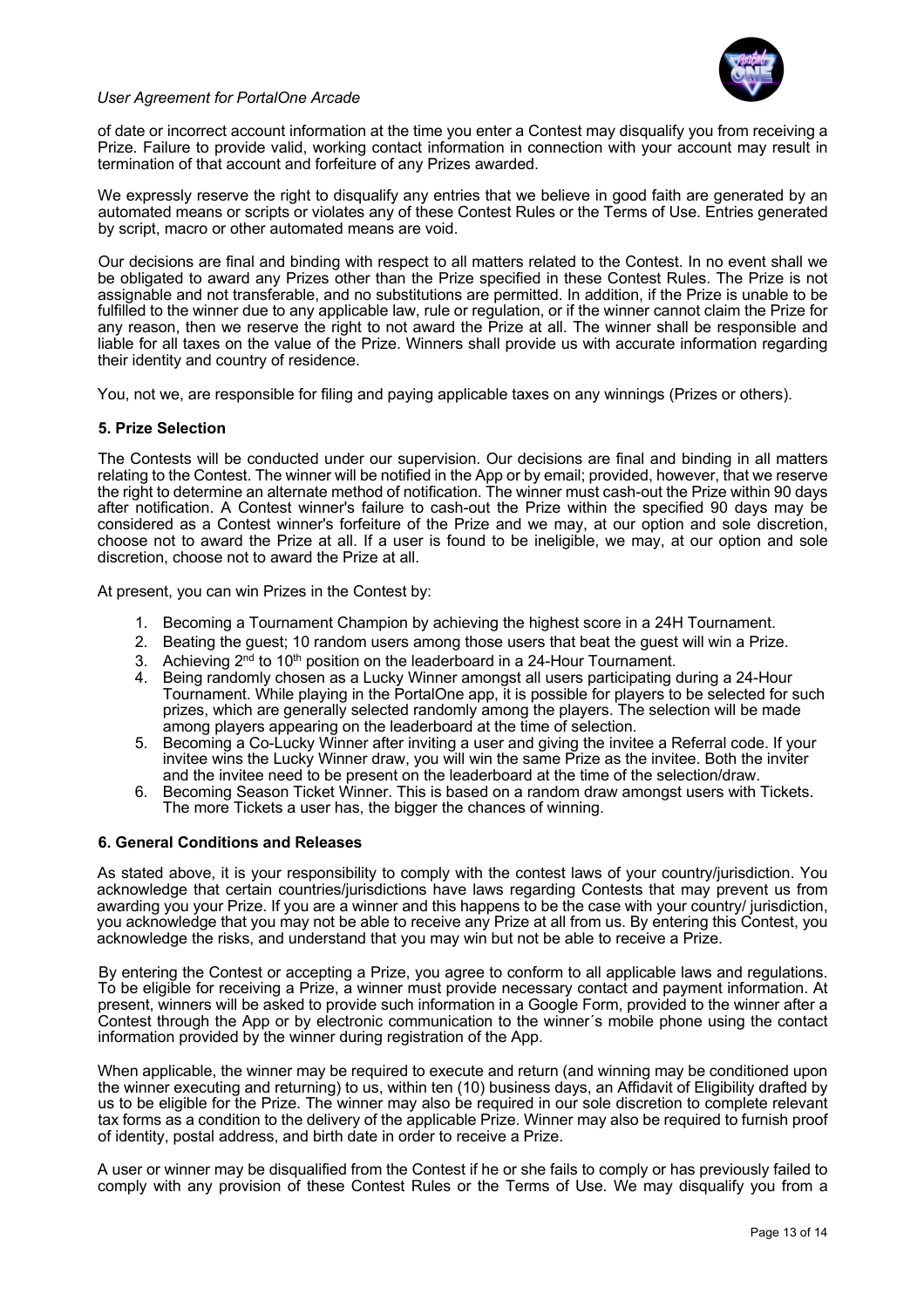of date or incorrect account information at the time you enter a Contest may disqualify you from receiving a Prize. Failure to provide valid, working contact information in connection with your account may result in termination of that account and forfeiture of any Prizes awarded.

We expressly reserve the right to disqualify any entries that we believe in good faith are generated by an automated means or scripts or violates any of these Contest Rules or the Terms of Use. Entries generated by script, macro or other automated means are void.

Our decisions are final and binding with respect to all matters related to the Contest. In no event shall we be obligated to award any Prizes other than the Prize specified in these Contest Rules. The Prize is not assignable and not transferable, and no substitutions are permitted. In addition, if the Prize is unable to be fulfilled to the winner due to any applicable law, rule or regulation, or if the winner cannot claim the Prize for any reason, then we reserve the right to not award the Prize at all. The winner shall be responsible and liable for all taxes on the value of the Prize. Winners shall provide us with accurate information regarding their identity and country of residence.

You, not we, are responsible for filing and paying applicable taxes on any winnings (Prizes or others).

### 5. Prize Selection

The Contests will be conducted under our supervision. Our decisions are final and binding in all matters relating to the Contest. The winner will be notified in the App or by email; provided, however, that we reserve the right to determine an alternate method of notification. The winner must cash-out the Prize within 90 days after notification. A Contest winner's failure to cash-out the Prize within the specified 90 days may be considered as a Contest winner's forfeiture of the Prize and we may, at our option and sole discretion, choose not to award the Prize at all. If a user is found to be ineligible, we may, at our option and sole discretion, choose not to award the Prize at all.

At present, you can win Prizes in the Contest by:

1. Becoming a Tournament Champion by achieving the highest score in a 24H Tournament.
2. Beating the guest; 10 random users among those users that beat the guest will win a Prize.
3. Achieving 2nd to 10th position on the leaderboard in a 24-Hour Tournament.
4. Being randomly chosen as a Lucky Winner amongst all users participating during a 24-Hour Tournament. While playing in the PortalOne app, it is possible for players to be selected for such prizes, which are generally selected randomly among the players. The selection will be made among players appearing on the leaderboard at the time of selection.
5. Becoming a Co-Lucky Winner after inviting a user and giving the invitee a Referral code. If your invitee wins the Lucky Winner draw, you will win the same Prize as the invitee. Both the inviter and the invitee need to be present on the leaderboard at the time of the selection/draw.
6. Becoming Season Ticket Winner. This is based on a random draw amongst users with Tickets. The more Tickets a user has, the bigger the chances of winning.

### 6. General Conditions and Releases

As stated above, it is your responsibility to comply with the contest laws of your country/jurisdiction. You acknowledge that certain countries/jurisdictions have laws regarding Contests that may prevent us from awarding you your Prize. If you are a winner and this happens to be the case with your country/ jurisdiction, you acknowledge that you may not be able to receive any Prize at all from us. By entering this Contest, you acknowledge the risks, and understand that you may win but not be able to receive a Prize.

By entering the Contest or accepting a Prize, you agree to conform to all applicable laws and regulations. To be eligible for receiving a Prize, a winner must provide necessary contact and payment information. At present, winners will be asked to provide such information in a Google Form, provided to the winner after a Contest through the App or by electronic communication to the winner´s mobile phone using the contact information provided by the winner during registration of the App.

When applicable, the winner may be required to execute and return (and winning may be conditioned upon the winner executing and returning) to us, within ten (10) business days, an Affidavit of Eligibility drafted by us to be eligible for the Prize. The winner may also be required in our sole discretion to complete relevant tax forms as a condition to the delivery of the applicable Prize. Winner may also be required to furnish proof of identity, postal address, and birth date in order to receive a Prize.

A user or winner may be disqualified from the Contest if he or she fails to comply or has previously failed to comply with any provision of these Contest Rules or the Terms of Use. We may disqualify you from a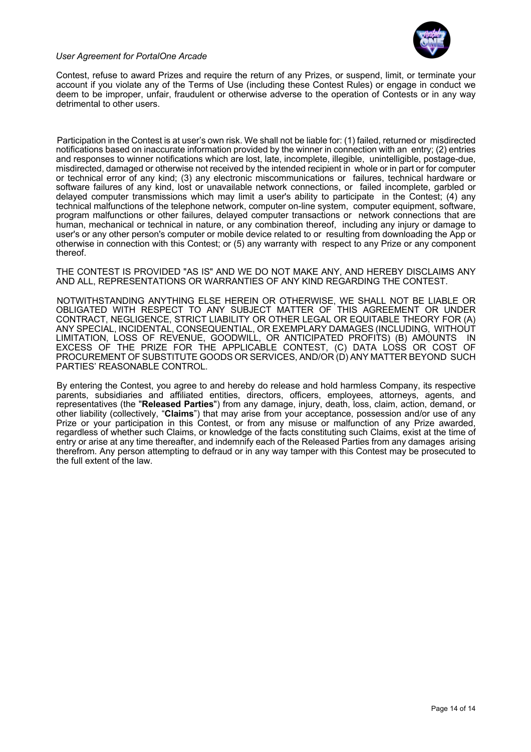Contest, refuse to award Prizes and require the return of any Prizes, or suspend, limit, or terminate your account if you violate any of the Terms of Use (including these Contest Rules) or engage in conduct we deem to be improper, unfair, fraudulent or otherwise adverse to the operation of Contests or in any way detrimental to other users.

Participation in the Contest is at user's own risk. We shall not be liable for: (1) failed, returned or misdirected notifications based on inaccurate information provided by the winner in connection with an entry; (2) entries and responses to winner notifications which are lost, late, incomplete, illegible, unintelligible, postage-due, misdirected, damaged or otherwise not received by the intended recipient in whole or in part or for computer or technical error of any kind; (3) any electronic miscommunications or failures, technical hardware or software failures of any kind, lost or unavailable network connections, or failed incomplete, garbled or delayed computer transmissions which may limit a user's ability to participate in the Contest; (4) any technical malfunctions of the telephone network, computer on-line system, computer equipment, software, program malfunctions or other failures, delayed computer transactions or network connections that are human, mechanical or technical in nature, or any combination thereof, including any injury or damage to user's or any other person's computer or mobile device related to or resulting from downloading the App or otherwise in connection with this Contest; or (5) any warranty with respect to any Prize or any component thereof.

THE CONTEST IS PROVIDED "AS IS" AND WE DO NOT MAKE ANY, AND HEREBY DISCLAIMS ANY AND ALL, REPRESENTATIONS OR WARRANTIES OF ANY KIND REGARDING THE CONTEST.

NOTWITHSTANDING ANYTHING ELSE HEREIN OR OTHERWISE, WE SHALL NOT BE LIABLE OR OBLIGATED WITH RESPECT TO ANY SUBJECT MATTER OF THIS AGREEMENT OR UNDER CONTRACT, NEGLIGENCE, STRICT LIABILITY OR OTHER LEGAL OR EQUITABLE THEORY FOR (A) ANY SPECIAL, INCIDENTAL, CONSEQUENTIAL, OR EXEMPLARY DAMAGES (INCLUDING, WITHOUT LIMITATION, LOSS OF REVENUE, GOODWILL, OR ANTICIPATED PROFITS) (B) AMOUNTS IN EXCESS OF THE PRIZE FOR THE APPLICABLE CONTEST, (C) DATA LOSS OR COST OF PROCUREMENT OF SUBSTITUTE GOODS OR SERVICES, AND/OR (D) ANY MATTER BEYOND SUCH PARTIES' REASONABLE CONTROL.

By entering the Contest, you agree to and hereby do release and hold harmless Company, its respective parents, subsidiaries and affiliated entities, directors, officers, employees, attorneys, agents, and representatives (the "**Released Parties**") from any damage, injury, death, loss, claim, action, demand, or other liability (collectively, "**Claims**") that may arise from your acceptance, possession and/or use of any Prize or your participation in this Contest, or from any misuse or malfunction of any Prize awarded, regardless of whether such Claims, or knowledge of the facts constituting such Claims, exist at the time of entry or arise at any time thereafter, and indemnify each of the Released Parties from any damages arising therefrom. Any person attempting to defraud or in any way tamper with this Contest may be prosecuted to the full extent of the law.